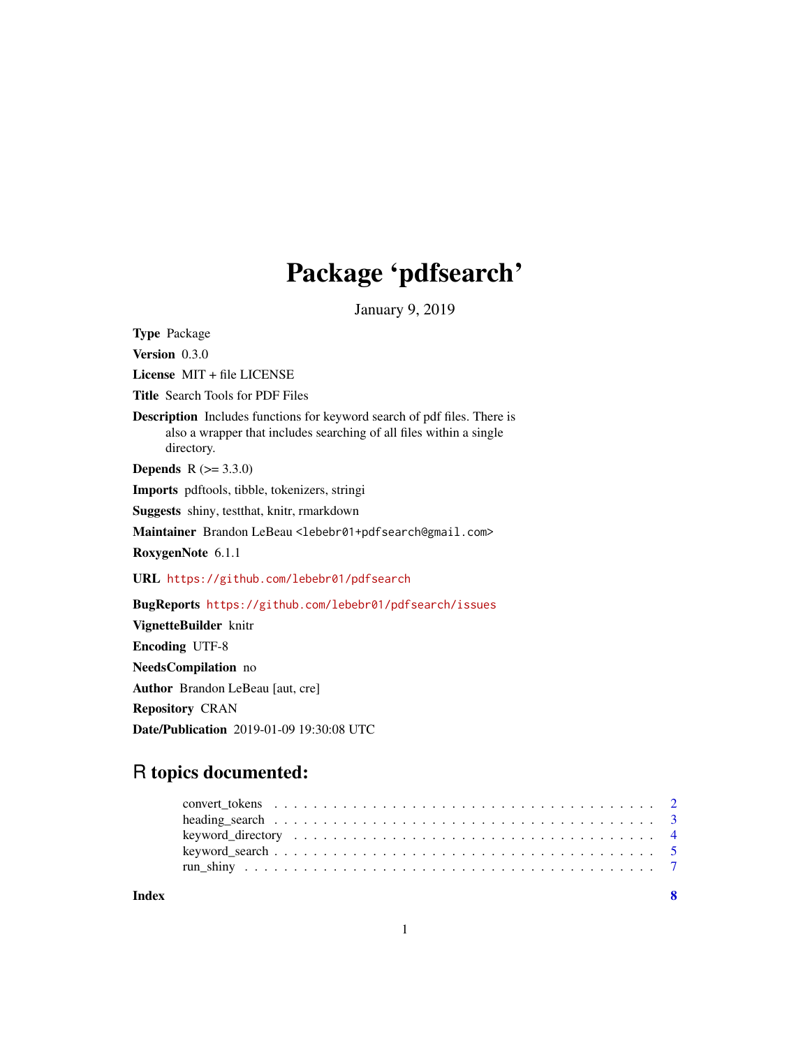# Package 'pdfsearch'

January 9, 2019

**Type** Package

**Version** 0.3.0

**License** MIT + file LICENSE

**Title** Search Tools for PDF Files

**Description** Includes functions for keyword search of pdf files. There is also a wrapper that includes searching of all files within a single directory.

**Depends** R (>= 3.3.0)

**Imports** pdftools, tibble, tokenizers, stringi

**Suggests** shiny, testthat, knitr, rmarkdown

**Maintainer** Brandon LeBeau <lebebr01+pdfsearch@gmail.com>

**RoxygenNote** 6.1.1

**URL** https://github.com/lebebr01/pdfsearch

**BugReports** https://github.com/lebebr01/pdfsearch/issues

**VignetteBuilder** knitr

**Encoding** UTF-8

**NeedsCompilation** no

**Author** Brandon LeBeau [aut, cre]

**Repository** CRAN

**Date/Publication** 2019-01-09 19:30:08 UTC

## R topics documented:

- convert_tokens . . . . . . . . . . . . . . . . . . . . . . . . . . . . . . . . . . . . 2
- heading_search . . . . . . . . . . . . . . . . . . . . . . . . . . . . . . . . . . . . 3
- keyword_directory . . . . . . . . . . . . . . . . . . . . . . . . . . . . . . . . . . 4
- keyword_search . . . . . . . . . . . . . . . . . . . . . . . . . . . . . . . . . . . . 5
- run_shiny . . . . . . . . . . . . . . . . . . . . . . . . . . . . . . . . . . . . . . . 7

**Index** **8**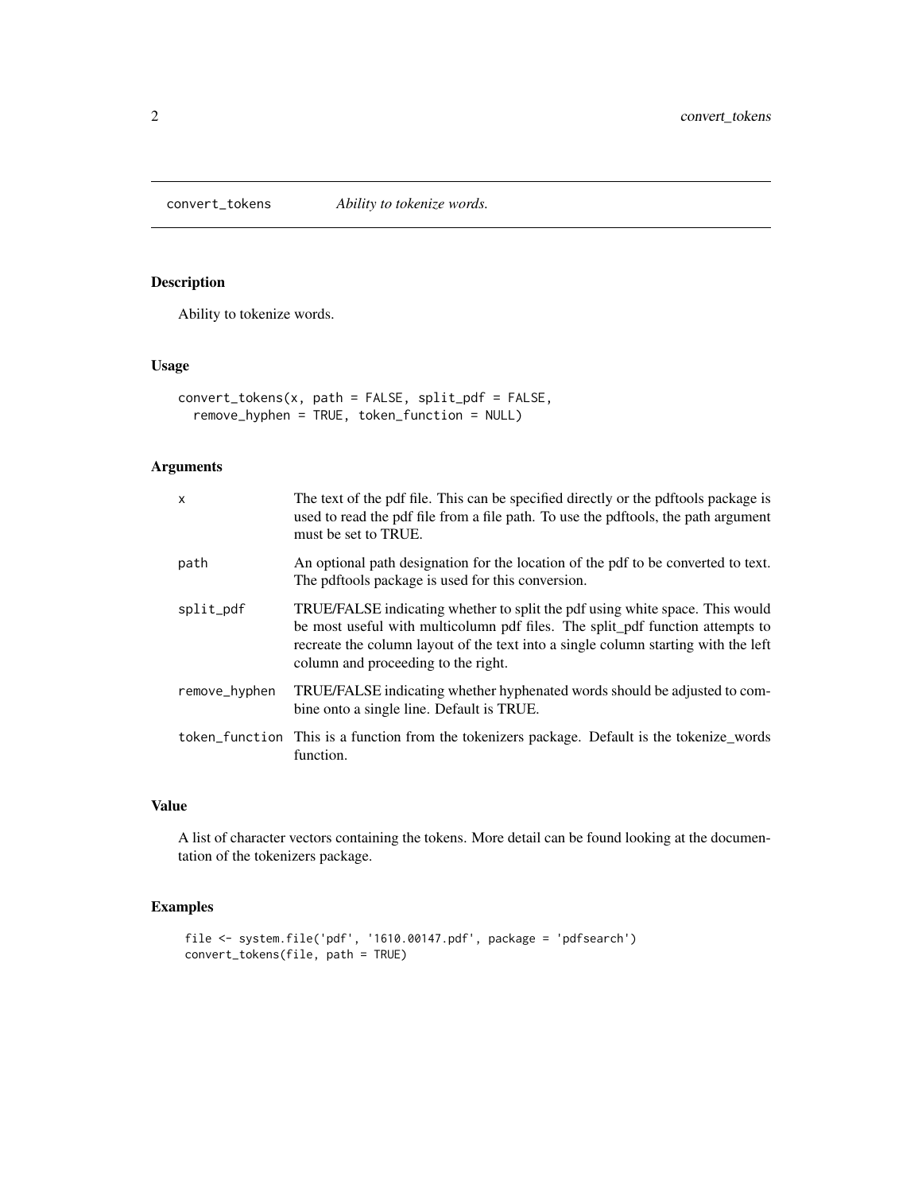## convert_tokens *Ability to tokenize words.*

### Description

Ability to tokenize words.

### Usage

```
convert_tokens(x, path = FALSE, split_pdf = FALSE,
  remove_hyphen = TRUE, token_function = NULL)
```

### Arguments

| | |
|---|---|
| `x` | The text of the pdf file. This can be specified directly or the pdftools package is used to read the pdf file from a file path. To use the pdftools, the path argument must be set to TRUE. |
| `path` | An optional path designation for the location of the pdf to be converted to text. The pdftools package is used for this conversion. |
| `split_pdf` | TRUE/FALSE indicating whether to split the pdf using white space. This would be most useful with multicolumn pdf files. The split_pdf function attempts to recreate the column layout of the text into a single column starting with the left column and proceeding to the right. |
| `remove_hyphen` | TRUE/FALSE indicating whether hyphenated words should be adjusted to combine onto a single line. Default is TRUE. |
| `token_function` | This is a function from the tokenizers package. Default is the tokenize_words function. |

### Value

A list of character vectors containing the tokens. More detail can be found looking at the documentation of the tokenizers package.

### Examples

```
file <- system.file('pdf', '1610.00147.pdf', package = 'pdfsearch')
convert_tokens(file, path = TRUE)
```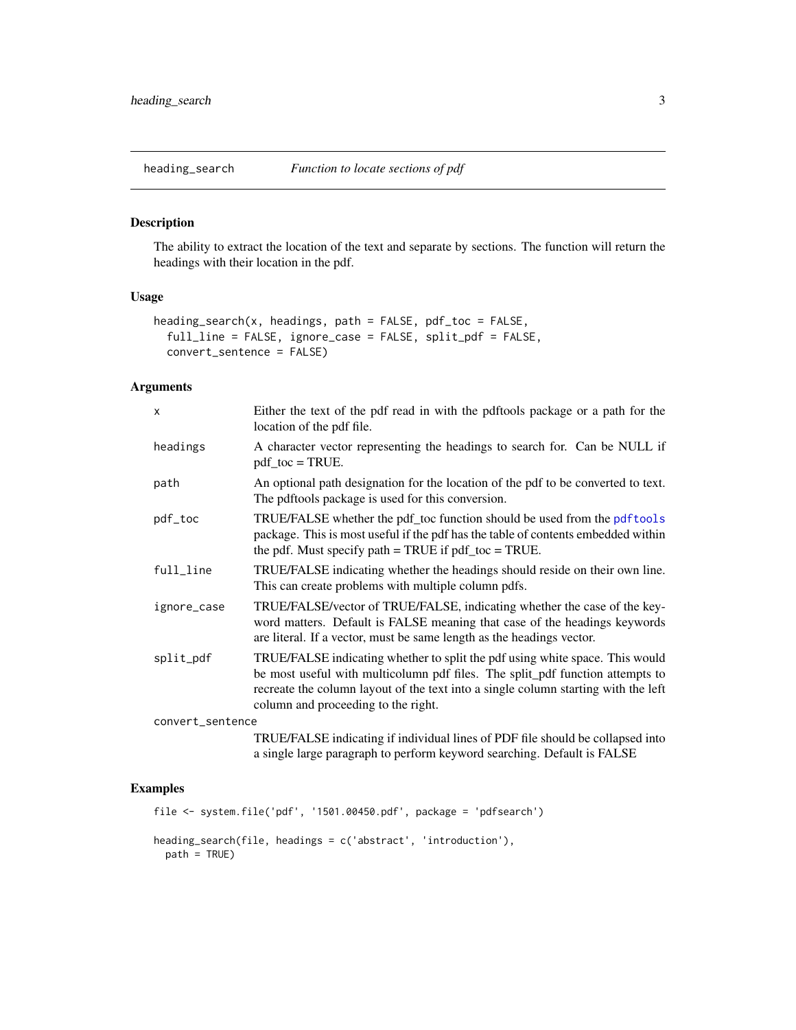## heading_search — *Function to locate sections of pdf*

### Description

The ability to extract the location of the text and separate by sections. The function will return the headings with their location in the pdf.

### Usage

```
heading_search(x, headings, path = FALSE, pdf_toc = FALSE,
  full_line = FALSE, ignore_case = FALSE, split_pdf = FALSE,
  convert_sentence = FALSE)
```

### Arguments

| Argument | Description |
| --- | --- |
| `x` | Either the text of the pdf read in with the pdftools package or a path for the location of the pdf file. |
| `headings` | A character vector representing the headings to search for. Can be NULL if pdf_toc = TRUE. |
| `path` | An optional path designation for the location of the pdf to be converted to text. The pdftools package is used for this conversion. |
| `pdf_toc` | TRUE/FALSE whether the pdf_toc function should be used from the `pdftools` package. This is most useful if the pdf has the table of contents embedded within the pdf. Must specify path = TRUE if pdf_toc = TRUE. |
| `full_line` | TRUE/FALSE indicating whether the headings should reside on their own line. This can create problems with multiple column pdfs. |
| `ignore_case` | TRUE/FALSE/vector of TRUE/FALSE, indicating whether the case of the keyword matters. Default is FALSE meaning that case of the headings keywords are literal. If a vector, must be same length as the headings vector. |
| `split_pdf` | TRUE/FALSE indicating whether to split the pdf using white space. This would be most useful with multicolumn pdf files. The split_pdf function attempts to recreate the column layout of the text into a single column starting with the left column and proceeding to the right. |
| `convert_sentence` | TRUE/FALSE indicating if individual lines of PDF file should be collapsed into a single large paragraph to perform keyword searching. Default is FALSE |

### Examples

```
file <- system.file('pdf', '1501.00450.pdf', package = 'pdfsearch')

heading_search(file, headings = c('abstract', 'introduction'),
  path = TRUE)
```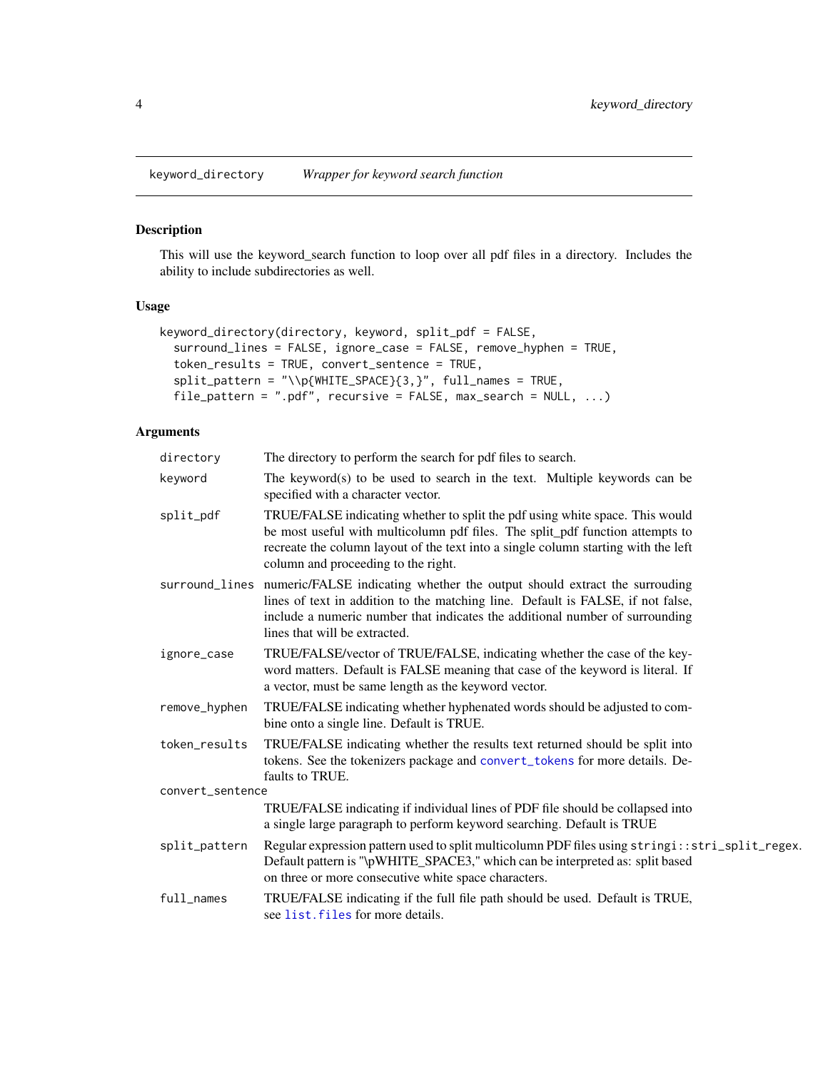# keyword_directory — *Wrapper for keyword search function*

## Description

This will use the keyword_search function to loop over all pdf files in a directory. Includes the ability to include subdirectories as well.

## Usage

```
keyword_directory(directory, keyword, split_pdf = FALSE,
  surround_lines = FALSE, ignore_case = FALSE, remove_hyphen = TRUE,
  token_results = TRUE, convert_sentence = TRUE,
  split_pattern = "\\p{WHITE_SPACE}{3,}", full_names = TRUE,
  file_pattern = ".pdf", recursive = FALSE, max_search = NULL, ...)
```

## Arguments

| Argument | Description |
|---|---|
| `directory` | The directory to perform the search for pdf files to search. |
| `keyword` | The keyword(s) to be used to search in the text. Multiple keywords can be specified with a character vector. |
| `split_pdf` | TRUE/FALSE indicating whether to split the pdf using white space. This would be most useful with multicolumn pdf files. The split_pdf function attempts to recreate the column layout of the text into a single column starting with the left column and proceeding to the right. |
| `surround_lines` | numeric/FALSE indicating whether the output should extract the surrouding lines of text in addition to the matching line. Default is FALSE, if not false, include a numeric number that indicates the additional number of surrounding lines that will be extracted. |
| `ignore_case` | TRUE/FALSE/vector of TRUE/FALSE, indicating whether the case of the keyword matters. Default is FALSE meaning that case of the keyword is literal. If a vector, must be same length as the keyword vector. |
| `remove_hyphen` | TRUE/FALSE indicating whether hyphenated words should be adjusted to combine onto a single line. Default is TRUE. |
| `token_results` | TRUE/FALSE indicating whether the results text returned should be split into tokens. See the tokenizers package and `convert_tokens` for more details. Defaults to TRUE. |
| `convert_sentence` | TRUE/FALSE indicating if individual lines of PDF file should be collapsed into a single large paragraph to perform keyword searching. Default is TRUE |
| `split_pattern` | Regular expression pattern used to split multicolumn PDF files using `stringi::stri_split_regex`. Default pattern is "\pWHITE_SPACE3," which can be interpreted as: split based on three or more consecutive white space characters. |
| `full_names` | TRUE/FALSE indicating if the full file path should be used. Default is TRUE, see `list.files` for more details. |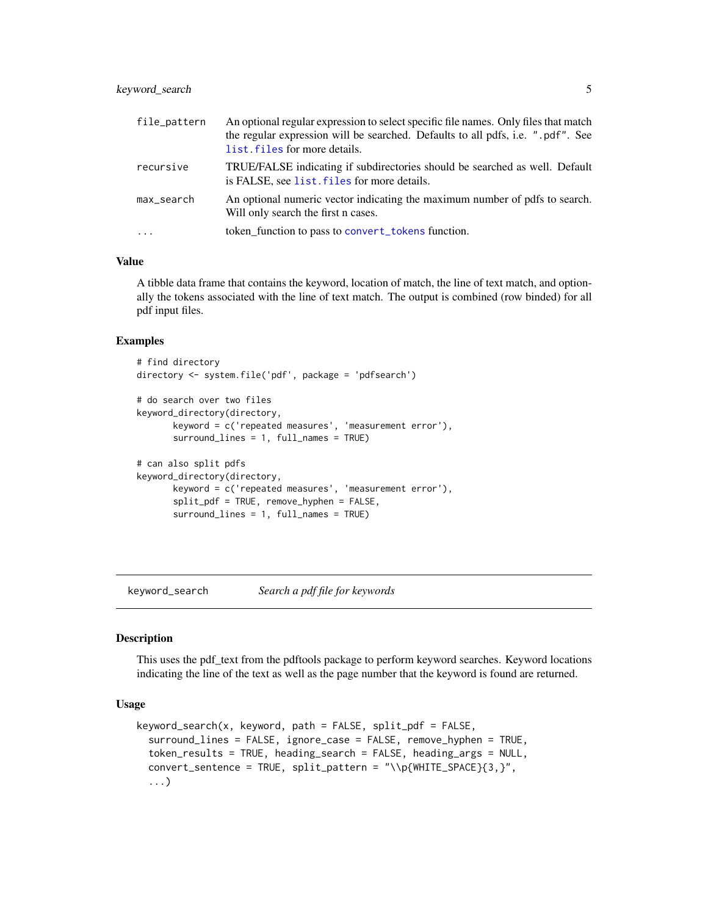| | |
|---|---|
| file_pattern | An optional regular expression to select specific file names. Only files that match the regular expression will be searched. Defaults to all pdfs, i.e. ".pdf". See list.files for more details. |
| recursive | TRUE/FALSE indicating if subdirectories should be searched as well. Default is FALSE, see list.files for more details. |
| max_search | An optional numeric vector indicating the maximum number of pdfs to search. Will only search the first n cases. |
| ... | token_function to pass to convert_tokens function. |

### Value

A tibble data frame that contains the keyword, location of match, the line of text match, and optionally the tokens associated with the line of text match. The output is combined (row binded) for all pdf input files.

### Examples

```
# find directory
directory <- system.file('pdf', package = 'pdfsearch')

# do search over two files
keyword_directory(directory,
       keyword = c('repeated measures', 'measurement error'),
       surround_lines = 1, full_names = TRUE)

# can also split pdfs
keyword_directory(directory,
       keyword = c('repeated measures', 'measurement error'),
       split_pdf = TRUE, remove_hyphen = FALSE,
       surround_lines = 1, full_names = TRUE)
```

---

## keyword_search — *Search a pdf file for keywords*

### Description

This uses the pdf_text from the pdftools package to perform keyword searches. Keyword locations indicating the line of the text as well as the page number that the keyword is found are returned.

### Usage

```
keyword_search(x, keyword, path = FALSE, split_pdf = FALSE,
  surround_lines = FALSE, ignore_case = FALSE, remove_hyphen = TRUE,
  token_results = TRUE, heading_search = FALSE, heading_args = NULL,
  convert_sentence = TRUE, split_pattern = "\\p{WHITE_SPACE}{3,}",
  ...)
```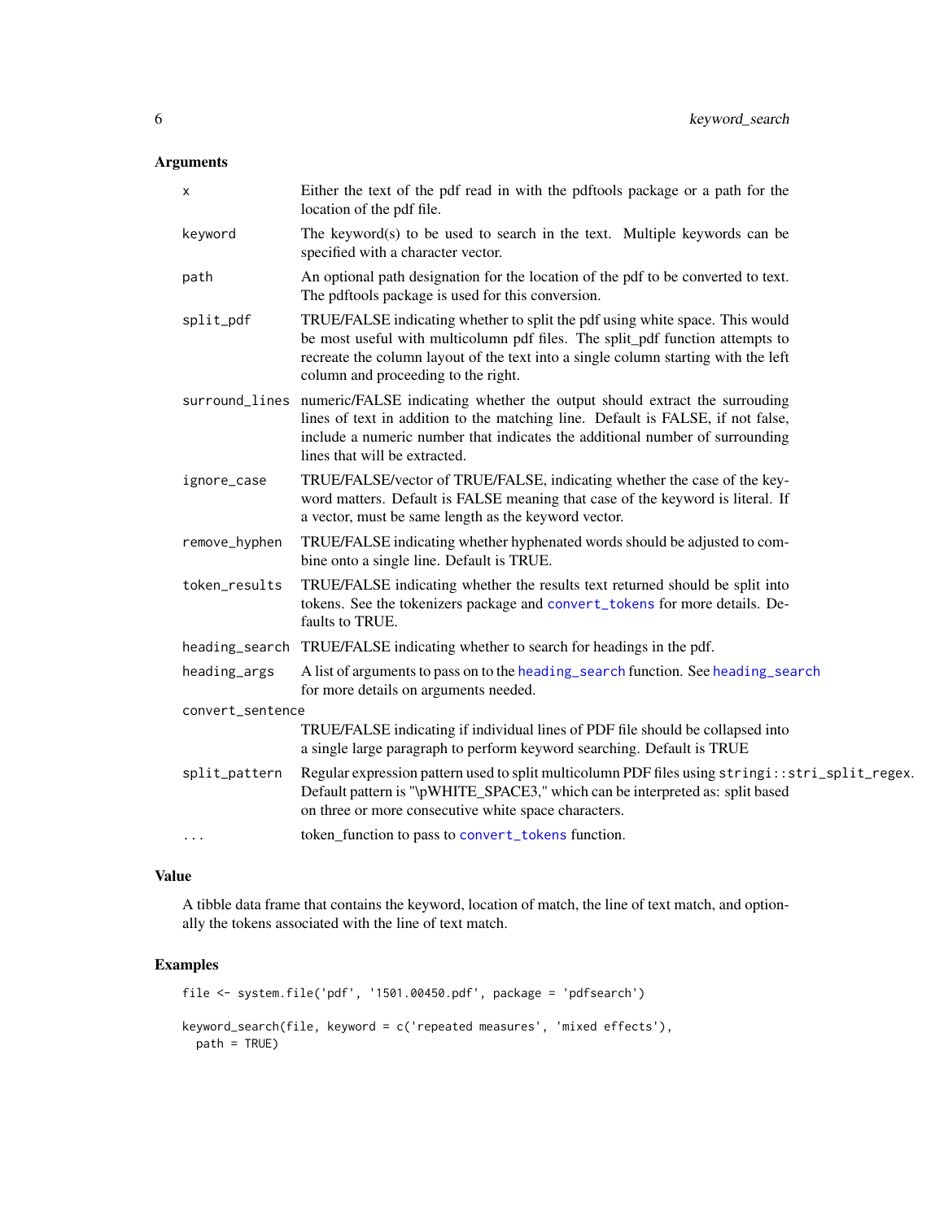## Arguments

| Argument | Description |
|---|---|
| x | Either the text of the pdf read in with the pdftools package or a path for the location of the pdf file. |
| keyword | The keyword(s) to be used to search in the text. Multiple keywords can be specified with a character vector. |
| path | An optional path designation for the location of the pdf to be converted to text. The pdftools package is used for this conversion. |
| split_pdf | TRUE/FALSE indicating whether to split the pdf using white space. This would be most useful with multicolumn pdf files. The split_pdf function attempts to recreate the column layout of the text into a single column starting with the left column and proceeding to the right. |
| surround_lines | numeric/FALSE indicating whether the output should extract the surrouding lines of text in addition to the matching line. Default is FALSE, if not false, include a numeric number that indicates the additional number of surrounding lines that will be extracted. |
| ignore_case | TRUE/FALSE/vector of TRUE/FALSE, indicating whether the case of the keyword matters. Default is FALSE meaning that case of the keyword is literal. If a vector, must be same length as the keyword vector. |
| remove_hyphen | TRUE/FALSE indicating whether hyphenated words should be adjusted to combine onto a single line. Default is TRUE. |
| token_results | TRUE/FALSE indicating whether the results text returned should be split into tokens. See the tokenizers package and `convert_tokens` for more details. Defaults to TRUE. |
| heading_search | TRUE/FALSE indicating whether to search for headings in the pdf. |
| heading_args | A list of arguments to pass on to the `heading_search` function. See `heading_search` for more details on arguments needed. |
| convert_sentence | TRUE/FALSE indicating if individual lines of PDF file should be collapsed into a single large paragraph to perform keyword searching. Default is TRUE |
| split_pattern | Regular expression pattern used to split multicolumn PDF files using `stringi::stri_split_regex`. Default pattern is "\pWHITE_SPACE3," which can be interpreted as: split based on three or more consecutive white space characters. |
| ... | token_function to pass to `convert_tokens` function. |

## Value

A tibble data frame that contains the keyword, location of match, the line of text match, and optionally the tokens associated with the line of text match.

## Examples

```
file <- system.file('pdf', '1501.00450.pdf', package = 'pdfsearch')

keyword_search(file, keyword = c('repeated measures', 'mixed effects'),
  path = TRUE)
```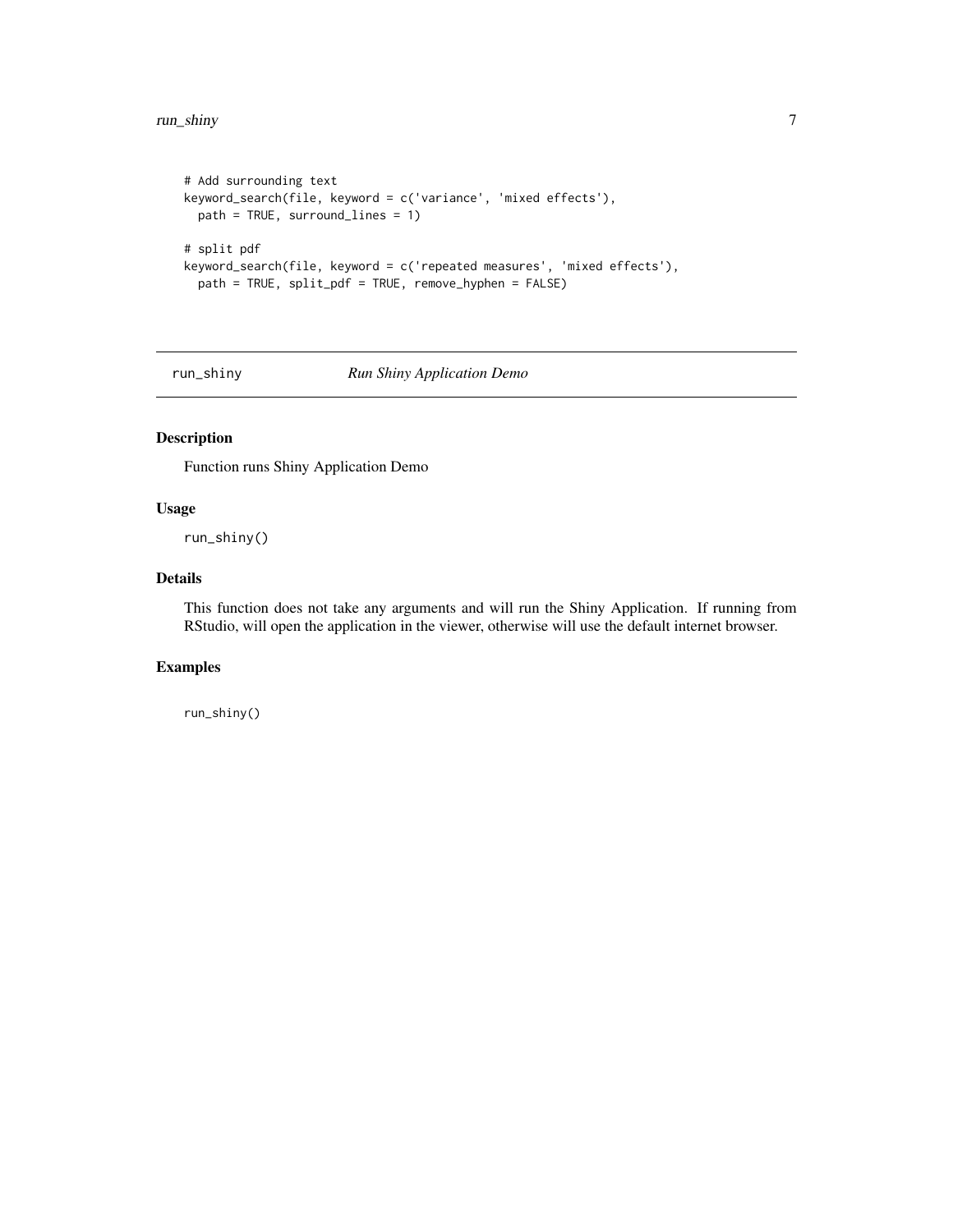```
# Add surrounding text
keyword_search(file, keyword = c('variance', 'mixed effects'),
  path = TRUE, surround_lines = 1)

# split pdf
keyword_search(file, keyword = c('repeated measures', 'mixed effects'),
  path = TRUE, split_pdf = TRUE, remove_hyphen = FALSE)
```

## run_shiny — *Run Shiny Application Demo*

### Description

Function runs Shiny Application Demo

### Usage

```
run_shiny()
```

### Details

This function does not take any arguments and will run the Shiny Application. If running from RStudio, will open the application in the viewer, otherwise will use the default internet browser.

### Examples

```
run_shiny()
```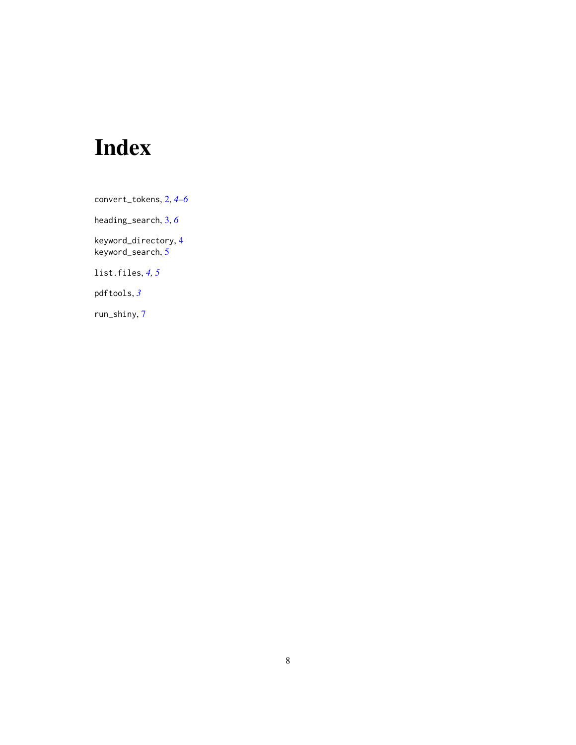# Index

convert_tokens, 2, *4–6*

heading_search, 3, *6*

keyword_directory, 4
keyword_search, 5

list.files, *4, 5*

pdftools, *3*

run_shiny, 7